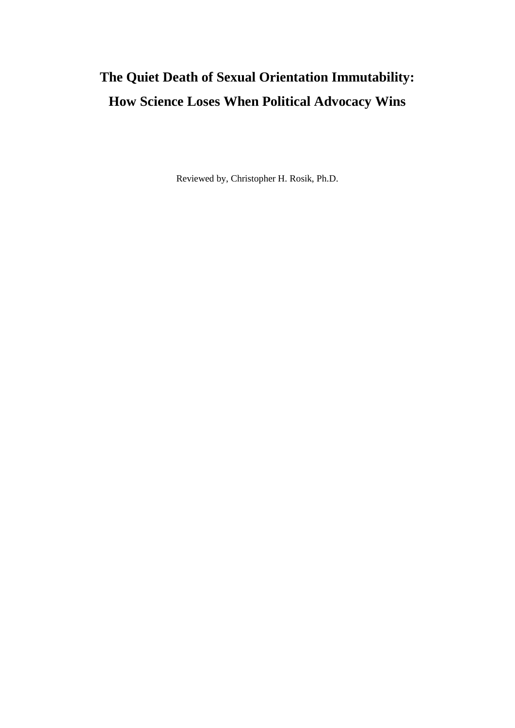# The Quiet Death of Sexual Orientation Immutability:
# How Science Loses When Political Advocacy Wins

Reviewed by, Christopher H. Rosik, Ph.D.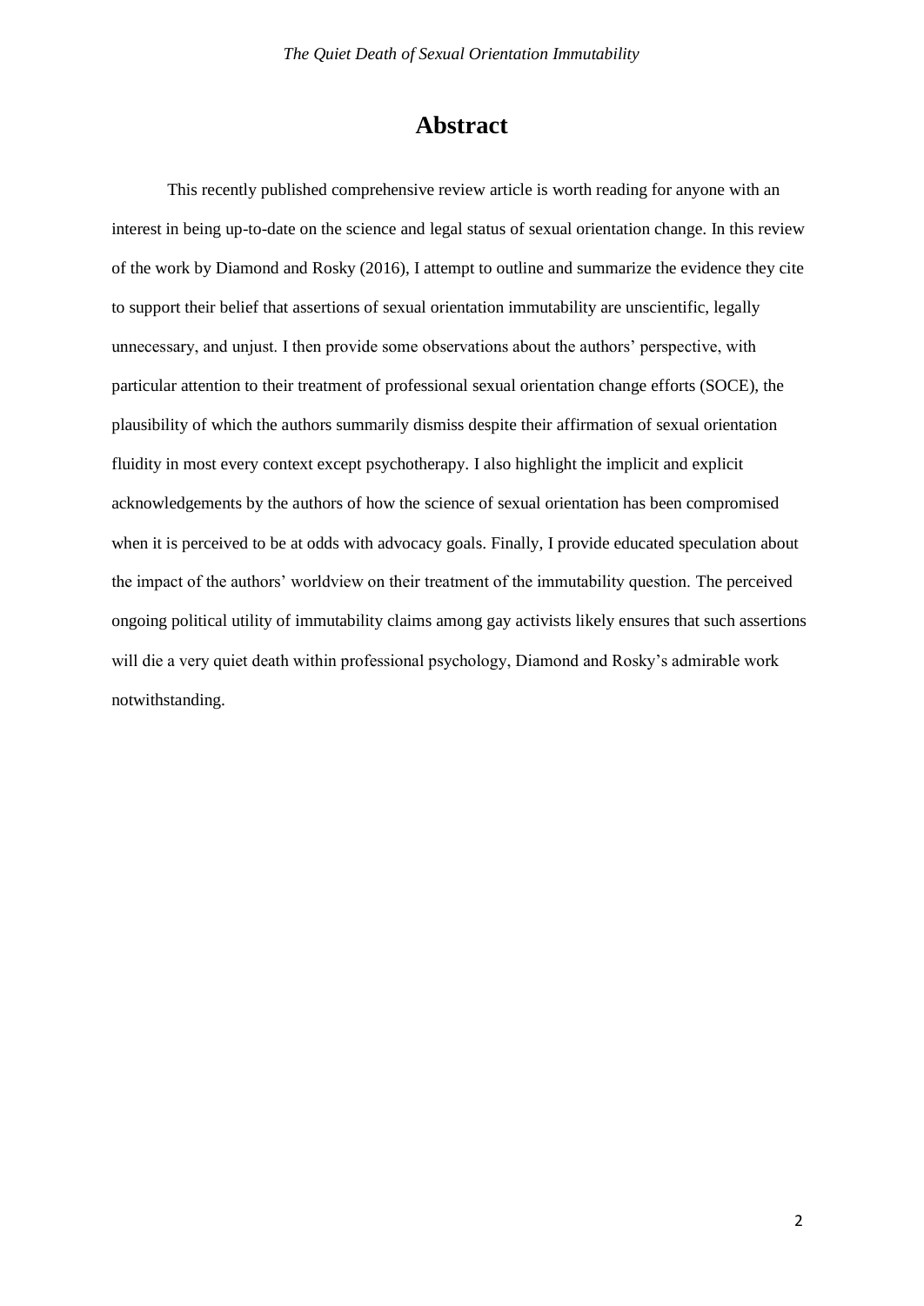# Abstract

This recently published comprehensive review article is worth reading for anyone with an interest in being up-to-date on the science and legal status of sexual orientation change. In this review of the work by Diamond and Rosky (2016), I attempt to outline and summarize the evidence they cite to support their belief that assertions of sexual orientation immutability are unscientific, legally unnecessary, and unjust. I then provide some observations about the authors' perspective, with particular attention to their treatment of professional sexual orientation change efforts (SOCE), the plausibility of which the authors summarily dismiss despite their affirmation of sexual orientation fluidity in most every context except psychotherapy. I also highlight the implicit and explicit acknowledgements by the authors of how the science of sexual orientation has been compromised when it is perceived to be at odds with advocacy goals. Finally, I provide educated speculation about the impact of the authors' worldview on their treatment of the immutability question. The perceived ongoing political utility of immutability claims among gay activists likely ensures that such assertions will die a very quiet death within professional psychology, Diamond and Rosky's admirable work notwithstanding.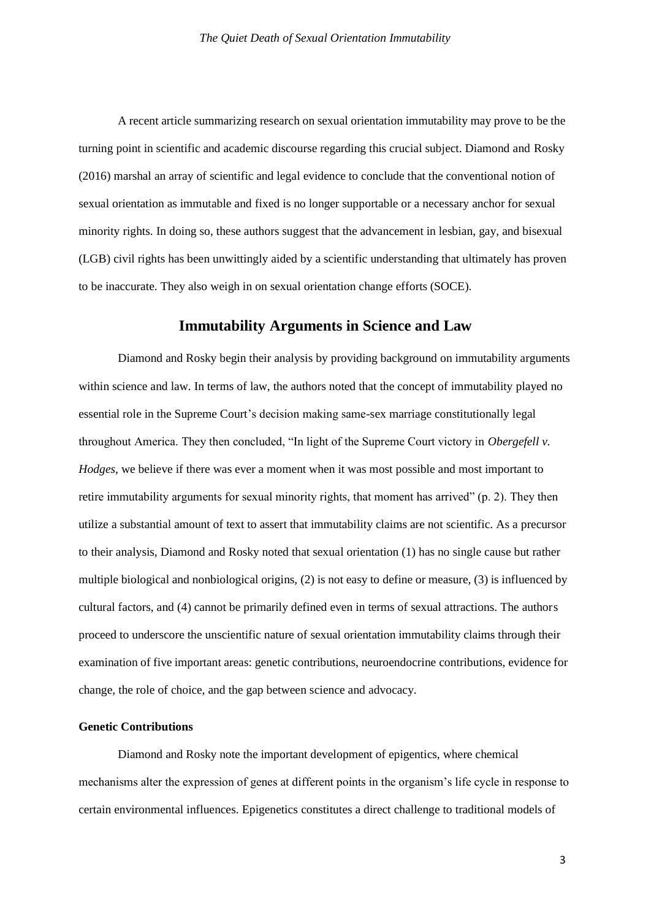A recent article summarizing research on sexual orientation immutability may prove to be the turning point in scientific and academic discourse regarding this crucial subject. Diamond and Rosky (2016) marshal an array of scientific and legal evidence to conclude that the conventional notion of sexual orientation as immutable and fixed is no longer supportable or a necessary anchor for sexual minority rights. In doing so, these authors suggest that the advancement in lesbian, gay, and bisexual (LGB) civil rights has been unwittingly aided by a scientific understanding that ultimately has proven to be inaccurate. They also weigh in on sexual orientation change efforts (SOCE).

## Immutability Arguments in Science and Law

Diamond and Rosky begin their analysis by providing background on immutability arguments within science and law. In terms of law, the authors noted that the concept of immutability played no essential role in the Supreme Court's decision making same-sex marriage constitutionally legal throughout America. They then concluded, "In light of the Supreme Court victory in *Obergefell v. Hodges*, we believe if there was ever a moment when it was most possible and most important to retire immutability arguments for sexual minority rights, that moment has arrived" (p. 2). They then utilize a substantial amount of text to assert that immutability claims are not scientific. As a precursor to their analysis, Diamond and Rosky noted that sexual orientation (1) has no single cause but rather multiple biological and nonbiological origins, (2) is not easy to define or measure, (3) is influenced by cultural factors, and (4) cannot be primarily defined even in terms of sexual attractions. The authors proceed to underscore the unscientific nature of sexual orientation immutability claims through their examination of five important areas: genetic contributions, neuroendocrine contributions, evidence for change, the role of choice, and the gap between science and advocacy.

### Genetic Contributions

Diamond and Rosky note the important development of epigentics, where chemical mechanisms alter the expression of genes at different points in the organism's life cycle in response to certain environmental influences. Epigenetics constitutes a direct challenge to traditional models of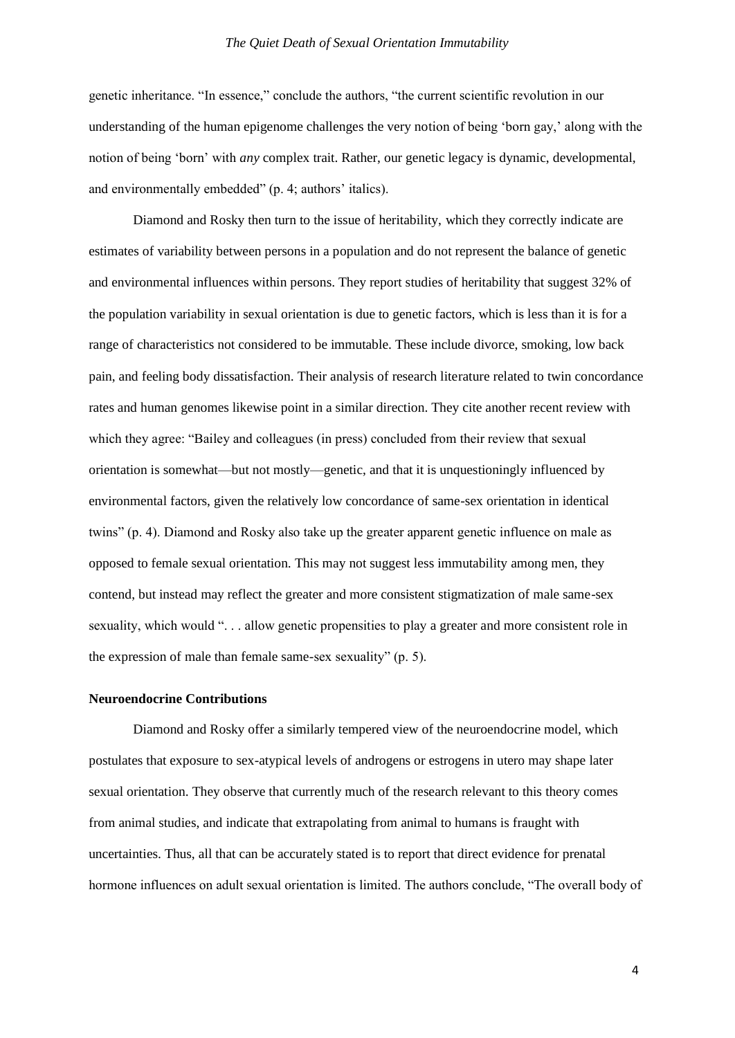genetic inheritance. "In essence," conclude the authors, "the current scientific revolution in our understanding of the human epigenome challenges the very notion of being 'born gay,' along with the notion of being 'born' with *any* complex trait. Rather, our genetic legacy is dynamic, developmental, and environmentally embedded" (p. 4; authors' italics).

Diamond and Rosky then turn to the issue of heritability, which they correctly indicate are estimates of variability between persons in a population and do not represent the balance of genetic and environmental influences within persons. They report studies of heritability that suggest 32% of the population variability in sexual orientation is due to genetic factors, which is less than it is for a range of characteristics not considered to be immutable. These include divorce, smoking, low back pain, and feeling body dissatisfaction. Their analysis of research literature related to twin concordance rates and human genomes likewise point in a similar direction. They cite another recent review with which they agree: "Bailey and colleagues (in press) concluded from their review that sexual orientation is somewhat—but not mostly—genetic, and that it is unquestioningly influenced by environmental factors, given the relatively low concordance of same-sex orientation in identical twins" (p. 4). Diamond and Rosky also take up the greater apparent genetic influence on male as opposed to female sexual orientation. This may not suggest less immutability among men, they contend, but instead may reflect the greater and more consistent stigmatization of male same-sex sexuality, which would ". . . allow genetic propensities to play a greater and more consistent role in the expression of male than female same-sex sexuality" (p. 5).

**Neuroendocrine Contributions**

Diamond and Rosky offer a similarly tempered view of the neuroendocrine model, which postulates that exposure to sex-atypical levels of androgens or estrogens in utero may shape later sexual orientation. They observe that currently much of the research relevant to this theory comes from animal studies, and indicate that extrapolating from animal to humans is fraught with uncertainties. Thus, all that can be accurately stated is to report that direct evidence for prenatal hormone influences on adult sexual orientation is limited. The authors conclude, "The overall body of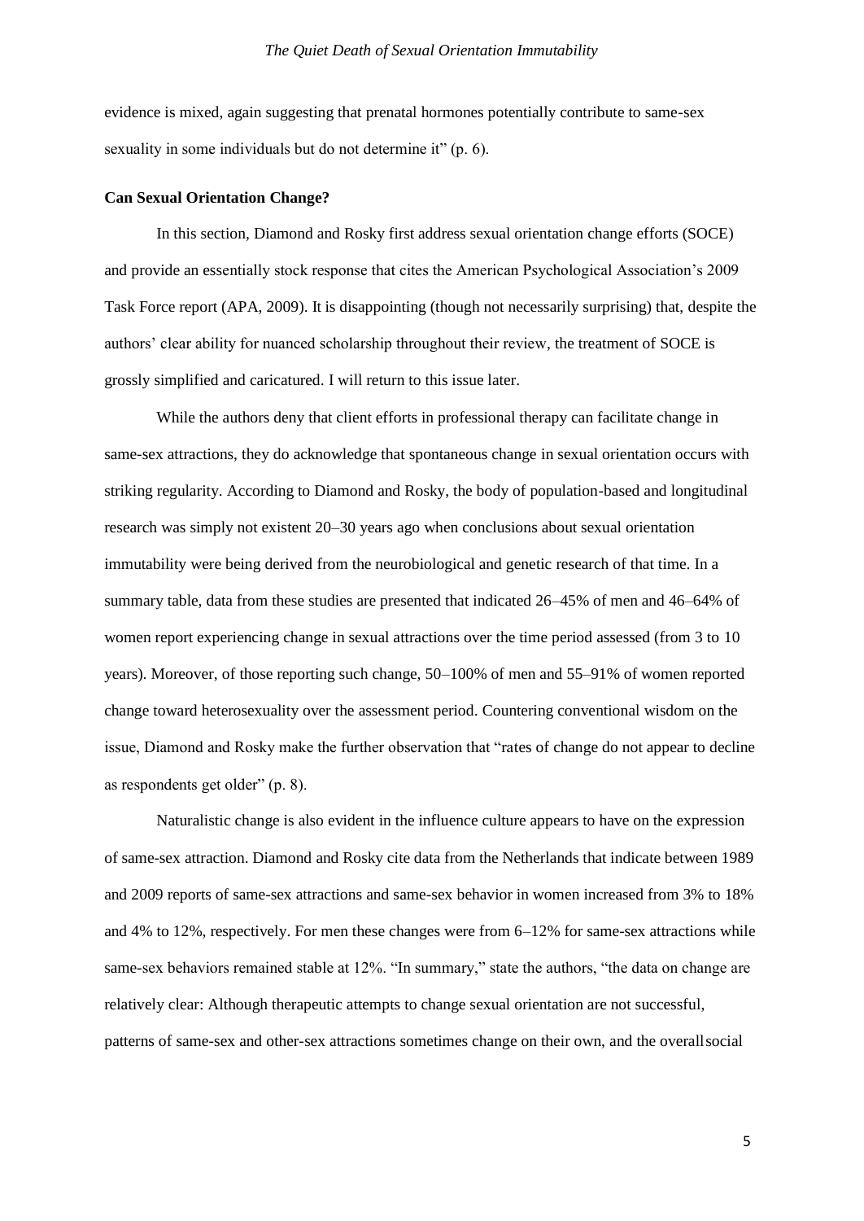evidence is mixed, again suggesting that prenatal hormones potentially contribute to same-sex sexuality in some individuals but do not determine it" (p. 6).

**Can Sexual Orientation Change?**

In this section, Diamond and Rosky first address sexual orientation change efforts (SOCE) and provide an essentially stock response that cites the American Psychological Association's 2009 Task Force report (APA, 2009). It is disappointing (though not necessarily surprising) that, despite the authors' clear ability for nuanced scholarship throughout their review, the treatment of SOCE is grossly simplified and caricatured. I will return to this issue later.

While the authors deny that client efforts in professional therapy can facilitate change in same-sex attractions, they do acknowledge that spontaneous change in sexual orientation occurs with striking regularity. According to Diamond and Rosky, the body of population-based and longitudinal research was simply not existent 20–30 years ago when conclusions about sexual orientation immutability were being derived from the neurobiological and genetic research of that time. In a summary table, data from these studies are presented that indicated 26–45% of men and 46–64% of women report experiencing change in sexual attractions over the time period assessed (from 3 to 10 years). Moreover, of those reporting such change, 50–100% of men and 55–91% of women reported change toward heterosexuality over the assessment period. Countering conventional wisdom on the issue, Diamond and Rosky make the further observation that "rates of change do not appear to decline as respondents get older" (p. 8).

Naturalistic change is also evident in the influence culture appears to have on the expression of same-sex attraction. Diamond and Rosky cite data from the Netherlands that indicate between 1989 and 2009 reports of same-sex attractions and same-sex behavior in women increased from 3% to 18% and 4% to 12%, respectively. For men these changes were from 6–12% for same-sex attractions while same-sex behaviors remained stable at 12%. "In summary," state the authors, "the data on change are relatively clear: Although therapeutic attempts to change sexual orientation are not successful, patterns of same-sex and other-sex attractions sometimes change on their own, and the overall social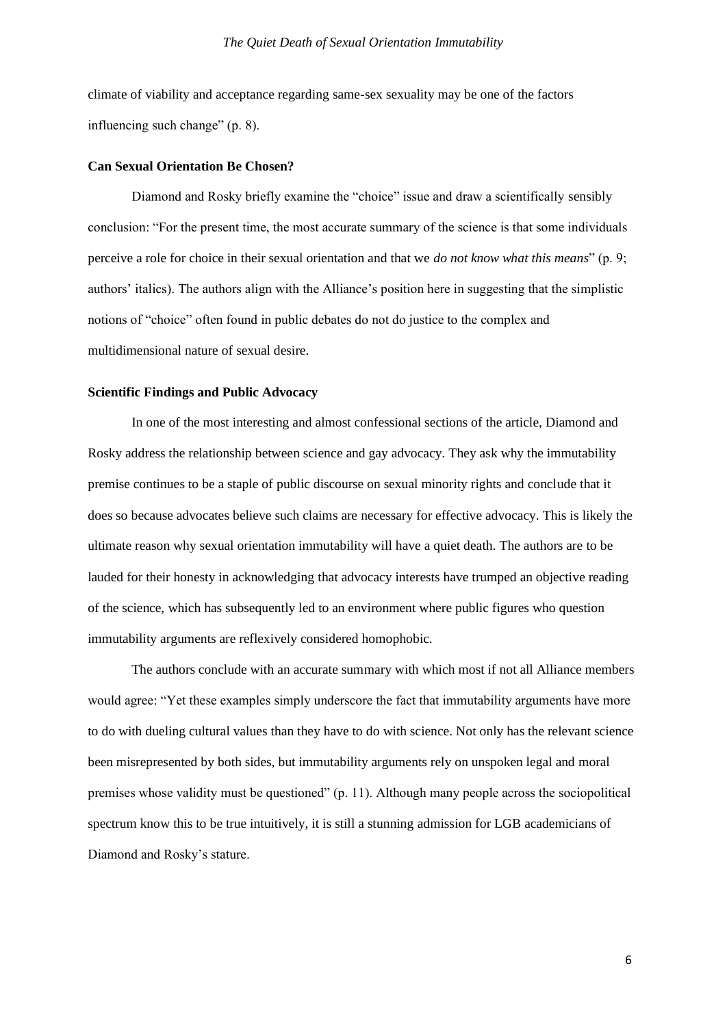climate of viability and acceptance regarding same-sex sexuality may be one of the factors influencing such change" (p. 8).

**Can Sexual Orientation Be Chosen?**

Diamond and Rosky briefly examine the "choice" issue and draw a scientifically sensibly conclusion: "For the present time, the most accurate summary of the science is that some individuals perceive a role for choice in their sexual orientation and that we *do not know what this means*" (p. 9; authors' italics). The authors align with the Alliance's position here in suggesting that the simplistic notions of "choice" often found in public debates do not do justice to the complex and multidimensional nature of sexual desire.

**Scientific Findings and Public Advocacy**

In one of the most interesting and almost confessional sections of the article, Diamond and Rosky address the relationship between science and gay advocacy. They ask why the immutability premise continues to be a staple of public discourse on sexual minority rights and conclude that it does so because advocates believe such claims are necessary for effective advocacy. This is likely the ultimate reason why sexual orientation immutability will have a quiet death. The authors are to be lauded for their honesty in acknowledging that advocacy interests have trumped an objective reading of the science, which has subsequently led to an environment where public figures who question immutability arguments are reflexively considered homophobic.

The authors conclude with an accurate summary with which most if not all Alliance members would agree: "Yet these examples simply underscore the fact that immutability arguments have more to do with dueling cultural values than they have to do with science. Not only has the relevant science been misrepresented by both sides, but immutability arguments rely on unspoken legal and moral premises whose validity must be questioned" (p. 11). Although many people across the sociopolitical spectrum know this to be true intuitively, it is still a stunning admission for LGB academicians of Diamond and Rosky's stature.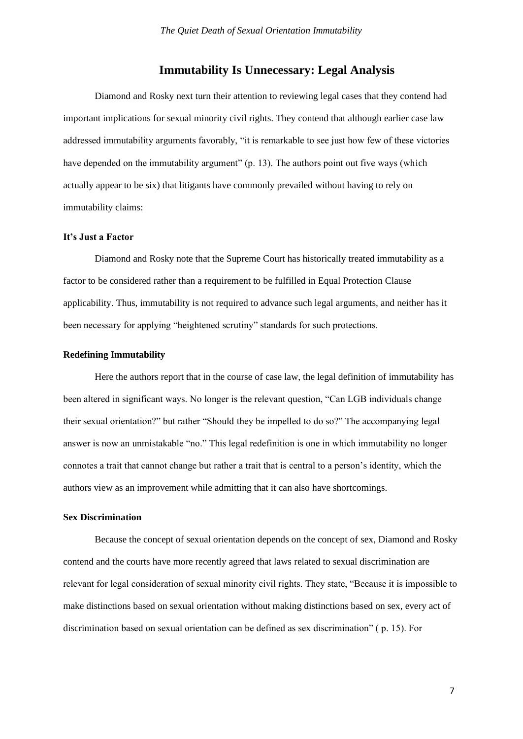## Immutability Is Unnecessary: Legal Analysis

Diamond and Rosky next turn their attention to reviewing legal cases that they contend had important implications for sexual minority civil rights. They contend that although earlier case law addressed immutability arguments favorably, "it is remarkable to see just how few of these victories have depended on the immutability argument" (p. 13). The authors point out five ways (which actually appear to be six) that litigants have commonly prevailed without having to rely on immutability claims:

### It's Just a Factor

Diamond and Rosky note that the Supreme Court has historically treated immutability as a factor to be considered rather than a requirement to be fulfilled in Equal Protection Clause applicability. Thus, immutability is not required to advance such legal arguments, and neither has it been necessary for applying "heightened scrutiny" standards for such protections.

### Redefining Immutability

Here the authors report that in the course of case law, the legal definition of immutability has been altered in significant ways. No longer is the relevant question, "Can LGB individuals change their sexual orientation?" but rather "Should they be impelled to do so?" The accompanying legal answer is now an unmistakable "no." This legal redefinition is one in which immutability no longer connotes a trait that cannot change but rather a trait that is central to a person's identity, which the authors view as an improvement while admitting that it can also have shortcomings.

### Sex Discrimination

Because the concept of sexual orientation depends on the concept of sex, Diamond and Rosky contend and the courts have more recently agreed that laws related to sexual discrimination are relevant for legal consideration of sexual minority civil rights. They state, "Because it is impossible to make distinctions based on sexual orientation without making distinctions based on sex, every act of discrimination based on sexual orientation can be defined as sex discrimination" ( p. 15). For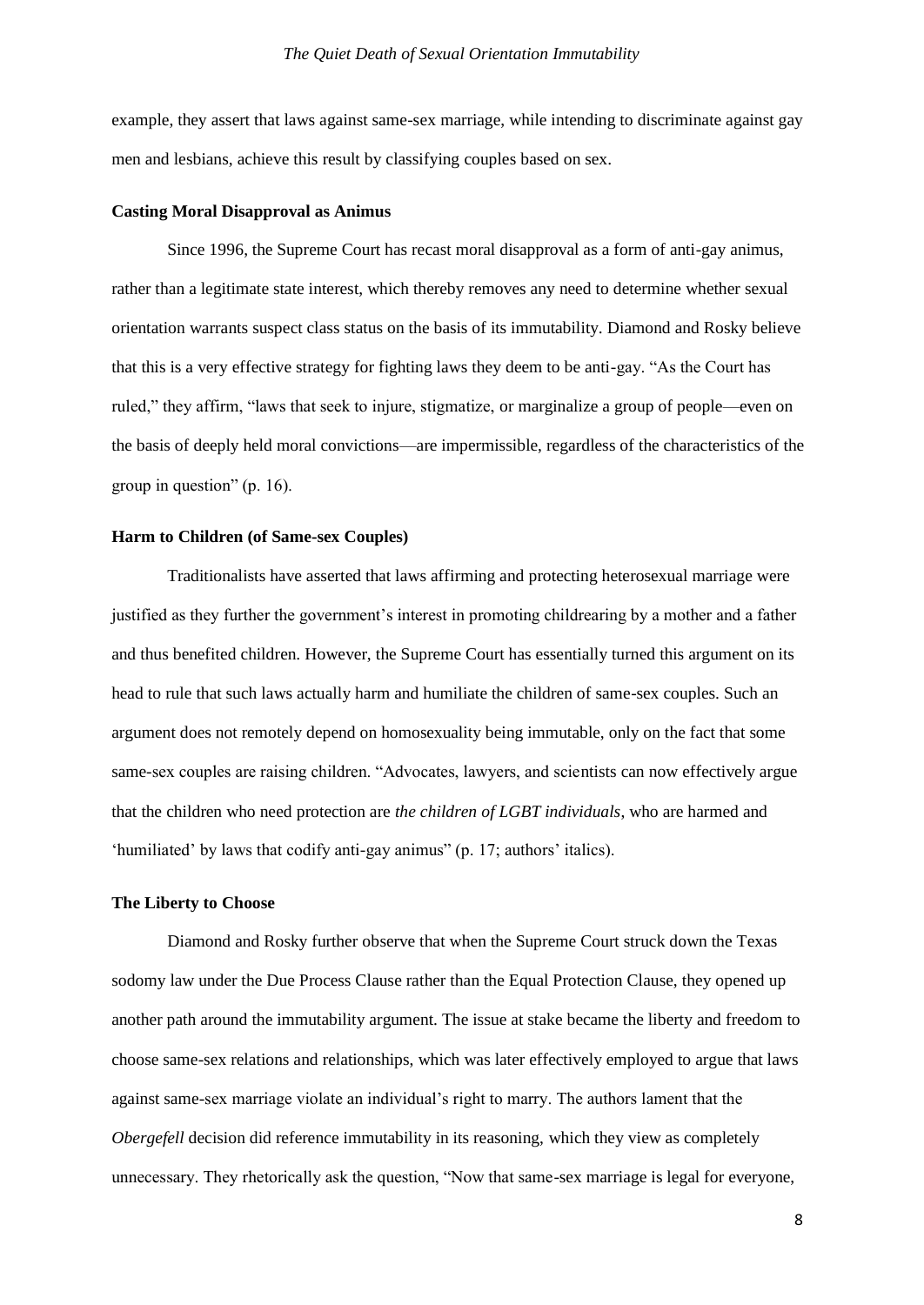example, they assert that laws against same-sex marriage, while intending to discriminate against gay men and lesbians, achieve this result by classifying couples based on sex.

**Casting Moral Disapproval as Animus**

Since 1996, the Supreme Court has recast moral disapproval as a form of anti-gay animus, rather than a legitimate state interest, which thereby removes any need to determine whether sexual orientation warrants suspect class status on the basis of its immutability. Diamond and Rosky believe that this is a very effective strategy for fighting laws they deem to be anti-gay. "As the Court has ruled," they affirm, "laws that seek to injure, stigmatize, or marginalize a group of people—even on the basis of deeply held moral convictions—are impermissible, regardless of the characteristics of the group in question" (p. 16).

**Harm to Children (of Same-sex Couples)**

Traditionalists have asserted that laws affirming and protecting heterosexual marriage were justified as they further the government's interest in promoting childrearing by a mother and a father and thus benefited children. However, the Supreme Court has essentially turned this argument on its head to rule that such laws actually harm and humiliate the children of same-sex couples. Such an argument does not remotely depend on homosexuality being immutable, only on the fact that some same-sex couples are raising children. "Advocates, lawyers, and scientists can now effectively argue that the children who need protection are *the children of LGBT individuals*, who are harmed and 'humiliated' by laws that codify anti-gay animus" (p. 17; authors' italics).

**The Liberty to Choose**

Diamond and Rosky further observe that when the Supreme Court struck down the Texas sodomy law under the Due Process Clause rather than the Equal Protection Clause, they opened up another path around the immutability argument. The issue at stake became the liberty and freedom to choose same-sex relations and relationships, which was later effectively employed to argue that laws against same-sex marriage violate an individual's right to marry. The authors lament that the *Obergefell* decision did reference immutability in its reasoning, which they view as completely unnecessary. They rhetorically ask the question, "Now that same-sex marriage is legal for everyone,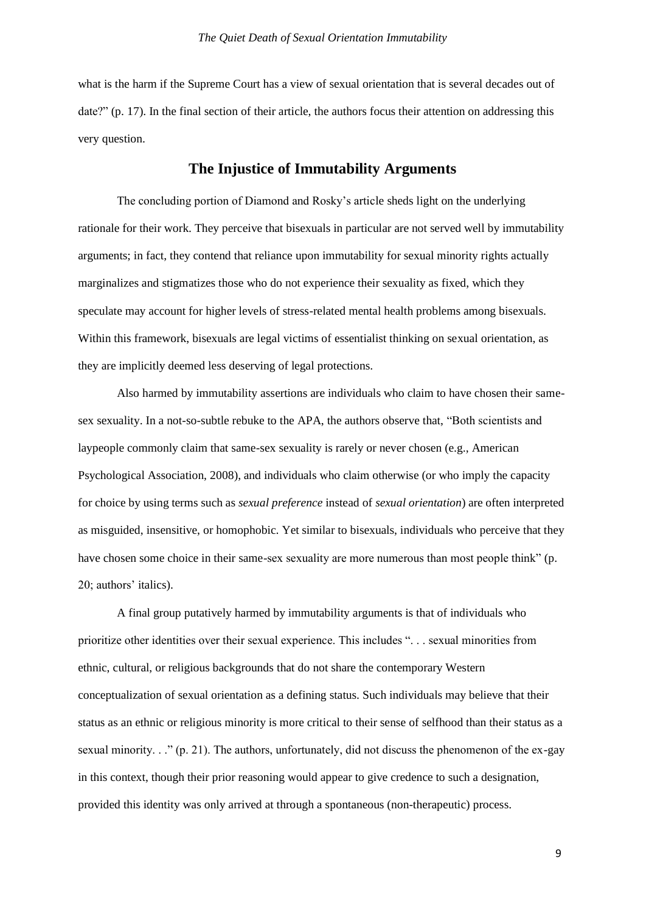what is the harm if the Supreme Court has a view of sexual orientation that is several decades out of date?" (p. 17). In the final section of their article, the authors focus their attention on addressing this very question.

## The Injustice of Immutability Arguments

The concluding portion of Diamond and Rosky's article sheds light on the underlying rationale for their work. They perceive that bisexuals in particular are not served well by immutability arguments; in fact, they contend that reliance upon immutability for sexual minority rights actually marginalizes and stigmatizes those who do not experience their sexuality as fixed, which they speculate may account for higher levels of stress-related mental health problems among bisexuals. Within this framework, bisexuals are legal victims of essentialist thinking on sexual orientation, as they are implicitly deemed less deserving of legal protections.

Also harmed by immutability assertions are individuals who claim to have chosen their same-sex sexuality. In a not-so-subtle rebuke to the APA, the authors observe that, "Both scientists and laypeople commonly claim that same-sex sexuality is rarely or never chosen (e.g., American Psychological Association, 2008), and individuals who claim otherwise (or who imply the capacity for choice by using terms such as *sexual preference* instead of *sexual orientation*) are often interpreted as misguided, insensitive, or homophobic. Yet similar to bisexuals, individuals who perceive that they have chosen some choice in their same-sex sexuality are more numerous than most people think" (p. 20; authors' italics).

A final group putatively harmed by immutability arguments is that of individuals who prioritize other identities over their sexual experience. This includes ". . . sexual minorities from ethnic, cultural, or religious backgrounds that do not share the contemporary Western conceptualization of sexual orientation as a defining status. Such individuals may believe that their status as an ethnic or religious minority is more critical to their sense of selfhood than their status as a sexual minority. . ." (p. 21). The authors, unfortunately, did not discuss the phenomenon of the ex-gay in this context, though their prior reasoning would appear to give credence to such a designation, provided this identity was only arrived at through a spontaneous (non-therapeutic) process.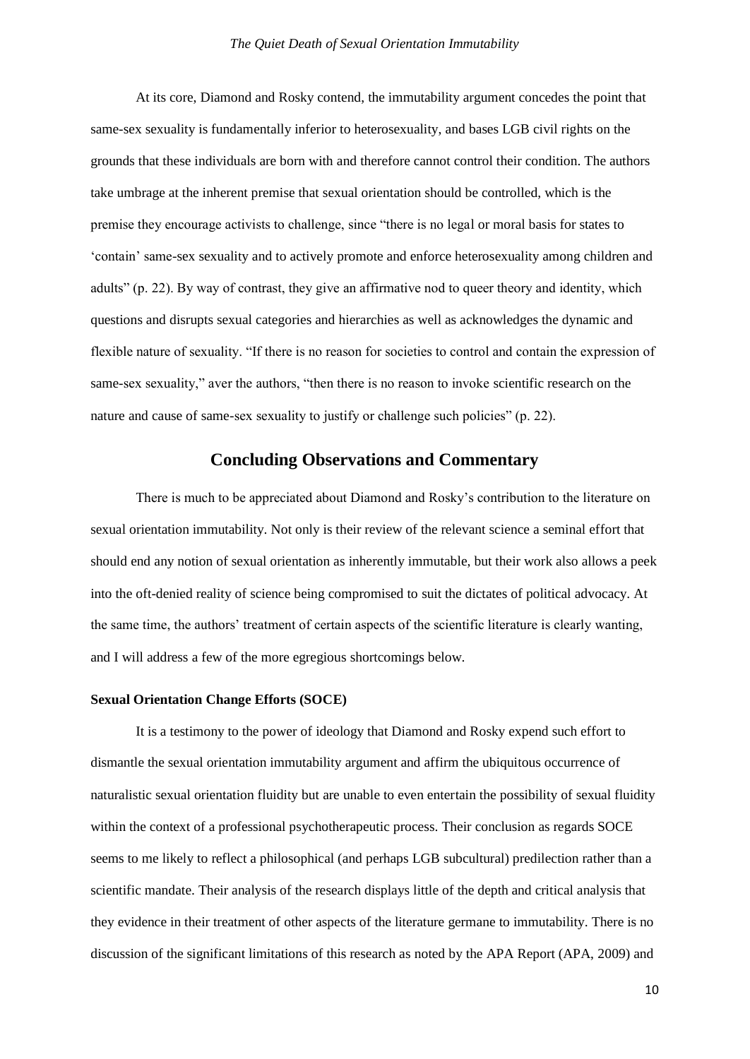At its core, Diamond and Rosky contend, the immutability argument concedes the point that same-sex sexuality is fundamentally inferior to heterosexuality, and bases LGB civil rights on the grounds that these individuals are born with and therefore cannot control their condition. The authors take umbrage at the inherent premise that sexual orientation should be controlled, which is the premise they encourage activists to challenge, since "there is no legal or moral basis for states to 'contain' same-sex sexuality and to actively promote and enforce heterosexuality among children and adults" (p. 22). By way of contrast, they give an affirmative nod to queer theory and identity, which questions and disrupts sexual categories and hierarchies as well as acknowledges the dynamic and flexible nature of sexuality. "If there is no reason for societies to control and contain the expression of same-sex sexuality," aver the authors, "then there is no reason to invoke scientific research on the nature and cause of same-sex sexuality to justify or challenge such policies" (p. 22).

## Concluding Observations and Commentary

There is much to be appreciated about Diamond and Rosky's contribution to the literature on sexual orientation immutability. Not only is their review of the relevant science a seminal effort that should end any notion of sexual orientation as inherently immutable, but their work also allows a peek into the oft-denied reality of science being compromised to suit the dictates of political advocacy. At the same time, the authors' treatment of certain aspects of the scientific literature is clearly wanting, and I will address a few of the more egregious shortcomings below.

### Sexual Orientation Change Efforts (SOCE)

It is a testimony to the power of ideology that Diamond and Rosky expend such effort to dismantle the sexual orientation immutability argument and affirm the ubiquitous occurrence of naturalistic sexual orientation fluidity but are unable to even entertain the possibility of sexual fluidity within the context of a professional psychotherapeutic process. Their conclusion as regards SOCE seems to me likely to reflect a philosophical (and perhaps LGB subcultural) predilection rather than a scientific mandate. Their analysis of the research displays little of the depth and critical analysis that they evidence in their treatment of other aspects of the literature germane to immutability. There is no discussion of the significant limitations of this research as noted by the APA Report (APA, 2009) and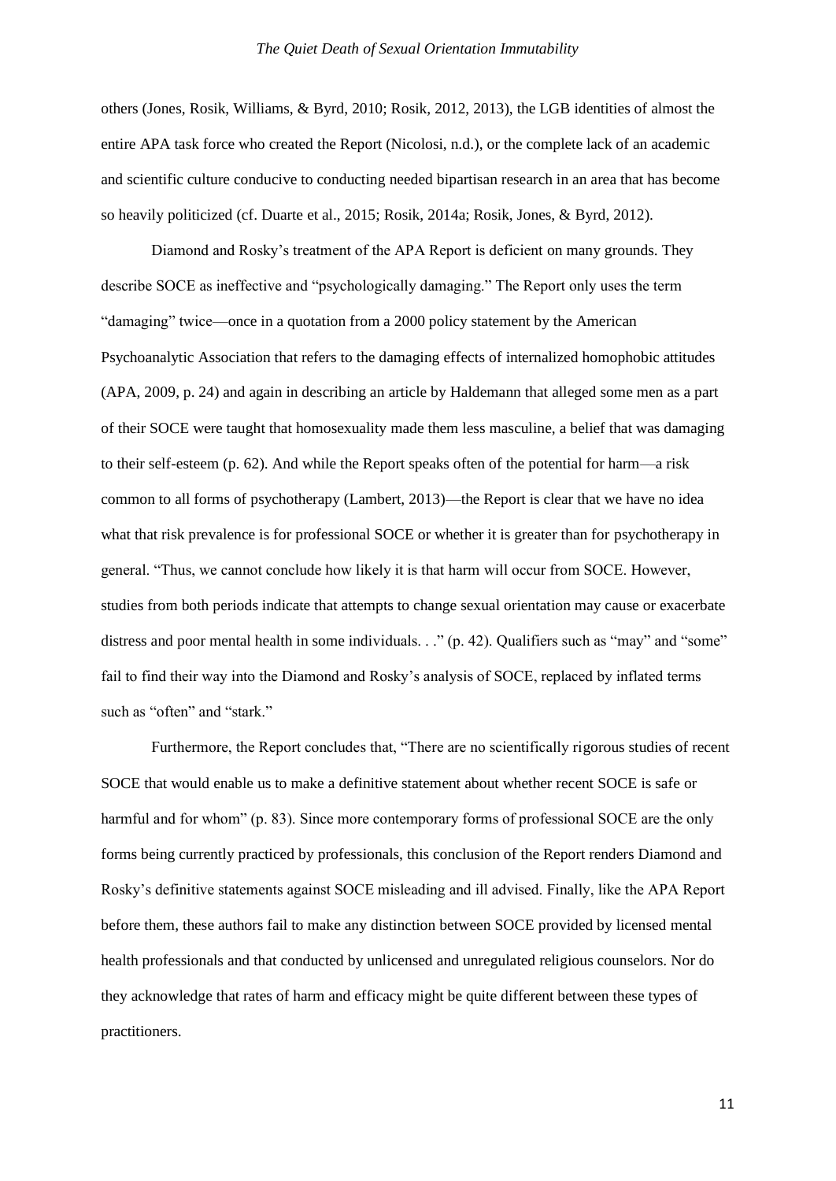others (Jones, Rosik, Williams, & Byrd, 2010; Rosik, 2012, 2013), the LGB identities of almost the entire APA task force who created the Report (Nicolosi, n.d.), or the complete lack of an academic and scientific culture conducive to conducting needed bipartisan research in an area that has become so heavily politicized (cf. Duarte et al., 2015; Rosik, 2014a; Rosik, Jones, & Byrd, 2012).

Diamond and Rosky's treatment of the APA Report is deficient on many grounds. They describe SOCE as ineffective and "psychologically damaging." The Report only uses the term "damaging" twice—once in a quotation from a 2000 policy statement by the American Psychoanalytic Association that refers to the damaging effects of internalized homophobic attitudes (APA, 2009, p. 24) and again in describing an article by Haldemann that alleged some men as a part of their SOCE were taught that homosexuality made them less masculine, a belief that was damaging to their self-esteem (p. 62). And while the Report speaks often of the potential for harm—a risk common to all forms of psychotherapy (Lambert, 2013)—the Report is clear that we have no idea what that risk prevalence is for professional SOCE or whether it is greater than for psychotherapy in general. "Thus, we cannot conclude how likely it is that harm will occur from SOCE. However, studies from both periods indicate that attempts to change sexual orientation may cause or exacerbate distress and poor mental health in some individuals. . ." (p. 42). Qualifiers such as "may" and "some" fail to find their way into the Diamond and Rosky's analysis of SOCE, replaced by inflated terms such as "often" and "stark."

Furthermore, the Report concludes that, "There are no scientifically rigorous studies of recent SOCE that would enable us to make a definitive statement about whether recent SOCE is safe or harmful and for whom" (p. 83). Since more contemporary forms of professional SOCE are the only forms being currently practiced by professionals, this conclusion of the Report renders Diamond and Rosky's definitive statements against SOCE misleading and ill advised. Finally, like the APA Report before them, these authors fail to make any distinction between SOCE provided by licensed mental health professionals and that conducted by unlicensed and unregulated religious counselors. Nor do they acknowledge that rates of harm and efficacy might be quite different between these types of practitioners.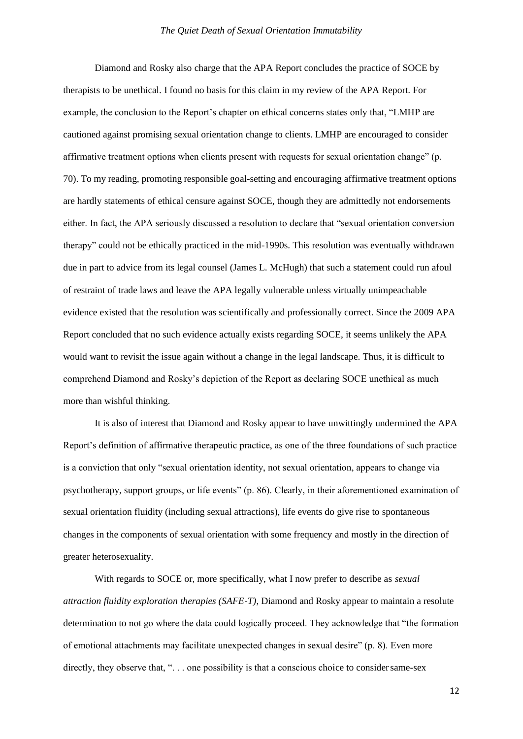Diamond and Rosky also charge that the APA Report concludes the practice of SOCE by therapists to be unethical. I found no basis for this claim in my review of the APA Report. For example, the conclusion to the Report's chapter on ethical concerns states only that, "LMHP are cautioned against promising sexual orientation change to clients. LMHP are encouraged to consider affirmative treatment options when clients present with requests for sexual orientation change" (p. 70). To my reading, promoting responsible goal-setting and encouraging affirmative treatment options are hardly statements of ethical censure against SOCE, though they are admittedly not endorsements either. In fact, the APA seriously discussed a resolution to declare that "sexual orientation conversion therapy" could not be ethically practiced in the mid-1990s. This resolution was eventually withdrawn due in part to advice from its legal counsel (James L. McHugh) that such a statement could run afoul of restraint of trade laws and leave the APA legally vulnerable unless virtually unimpeachable evidence existed that the resolution was scientifically and professionally correct. Since the 2009 APA Report concluded that no such evidence actually exists regarding SOCE, it seems unlikely the APA would want to revisit the issue again without a change in the legal landscape. Thus, it is difficult to comprehend Diamond and Rosky's depiction of the Report as declaring SOCE unethical as much more than wishful thinking.

It is also of interest that Diamond and Rosky appear to have unwittingly undermined the APA Report's definition of affirmative therapeutic practice, as one of the three foundations of such practice is a conviction that only "sexual orientation identity, not sexual orientation, appears to change via psychotherapy, support groups, or life events" (p. 86). Clearly, in their aforementioned examination of sexual orientation fluidity (including sexual attractions), life events do give rise to spontaneous changes in the components of sexual orientation with some frequency and mostly in the direction of greater heterosexuality.

With regards to SOCE or, more specifically, what I now prefer to describe as *sexual attraction fluidity exploration therapies (SAFE-T)*, Diamond and Rosky appear to maintain a resolute determination to not go where the data could logically proceed. They acknowledge that "the formation of emotional attachments may facilitate unexpected changes in sexual desire" (p. 8). Even more directly, they observe that, ". . . one possibility is that a conscious choice to consider same-sex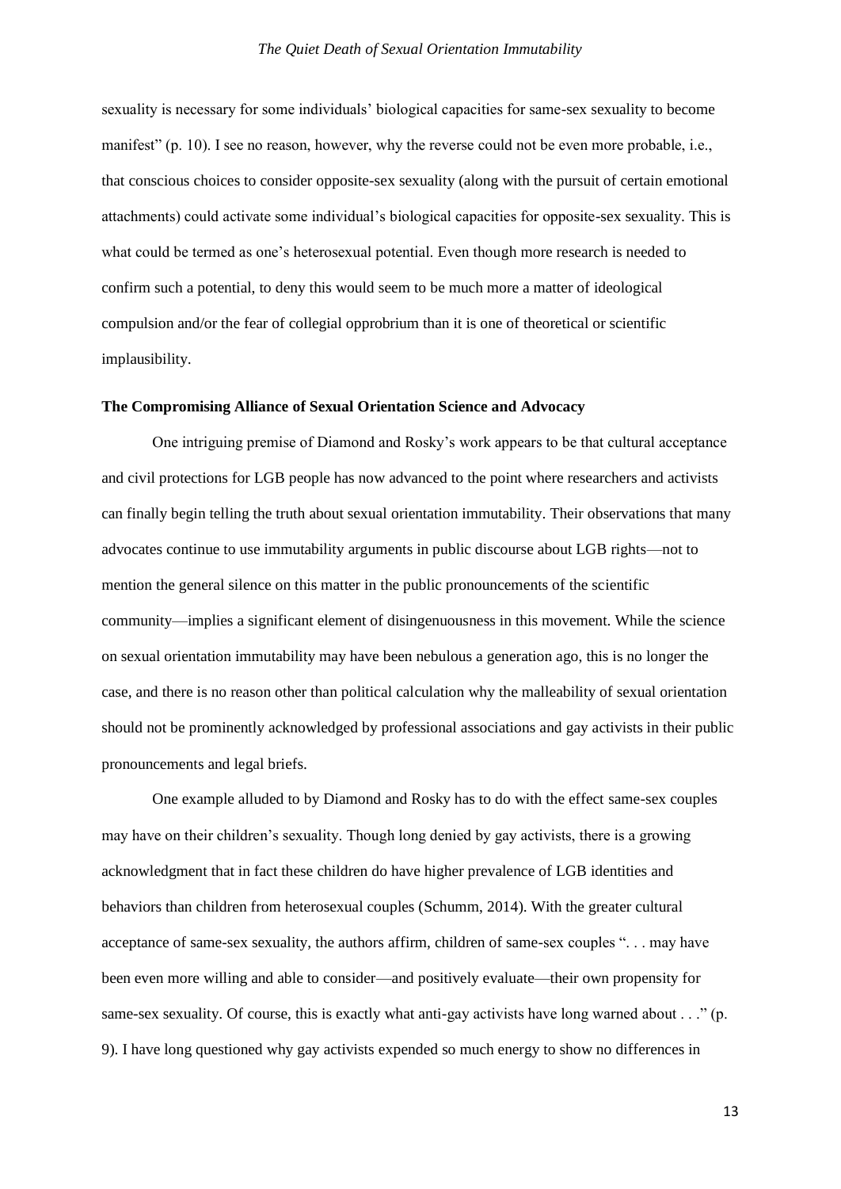sexuality is necessary for some individuals' biological capacities for same-sex sexuality to become manifest" (p. 10). I see no reason, however, why the reverse could not be even more probable, i.e., that conscious choices to consider opposite-sex sexuality (along with the pursuit of certain emotional attachments) could activate some individual's biological capacities for opposite-sex sexuality. This is what could be termed as one's heterosexual potential. Even though more research is needed to confirm such a potential, to deny this would seem to be much more a matter of ideological compulsion and/or the fear of collegial opprobrium than it is one of theoretical or scientific implausibility.

**The Compromising Alliance of Sexual Orientation Science and Advocacy**

One intriguing premise of Diamond and Rosky's work appears to be that cultural acceptance and civil protections for LGB people has now advanced to the point where researchers and activists can finally begin telling the truth about sexual orientation immutability. Their observations that many advocates continue to use immutability arguments in public discourse about LGB rights—not to mention the general silence on this matter in the public pronouncements of the scientific community—implies a significant element of disingenuousness in this movement. While the science on sexual orientation immutability may have been nebulous a generation ago, this is no longer the case, and there is no reason other than political calculation why the malleability of sexual orientation should not be prominently acknowledged by professional associations and gay activists in their public pronouncements and legal briefs.

One example alluded to by Diamond and Rosky has to do with the effect same-sex couples may have on their children's sexuality. Though long denied by gay activists, there is a growing acknowledgment that in fact these children do have higher prevalence of LGB identities and behaviors than children from heterosexual couples (Schumm, 2014). With the greater cultural acceptance of same-sex sexuality, the authors affirm, children of same-sex couples ". . . may have been even more willing and able to consider—and positively evaluate—their own propensity for same-sex sexuality. Of course, this is exactly what anti-gay activists have long warned about . . ." (p. 9). I have long questioned why gay activists expended so much energy to show no differences in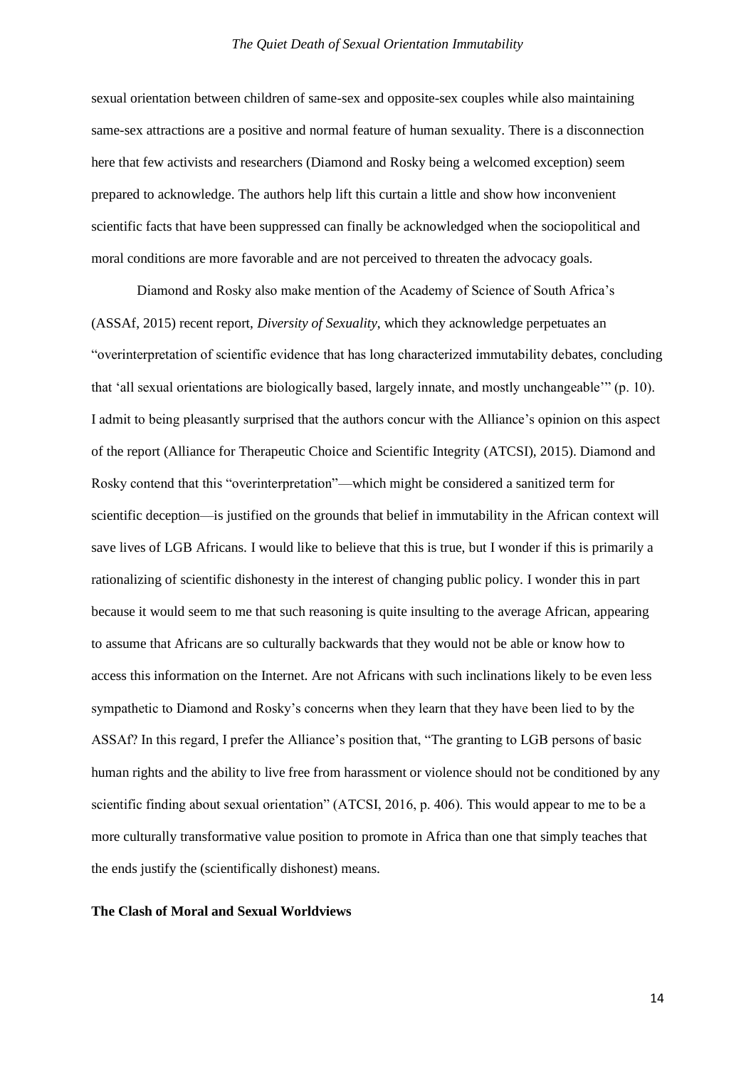sexual orientation between children of same-sex and opposite-sex couples while also maintaining same-sex attractions are a positive and normal feature of human sexuality. There is a disconnection here that few activists and researchers (Diamond and Rosky being a welcomed exception) seem prepared to acknowledge. The authors help lift this curtain a little and show how inconvenient scientific facts that have been suppressed can finally be acknowledged when the sociopolitical and moral conditions are more favorable and are not perceived to threaten the advocacy goals.

Diamond and Rosky also make mention of the Academy of Science of South Africa's (ASSAf, 2015) recent report, *Diversity of Sexuality*, which they acknowledge perpetuates an "overinterpretation of scientific evidence that has long characterized immutability debates, concluding that 'all sexual orientations are biologically based, largely innate, and mostly unchangeable'" (p. 10). I admit to being pleasantly surprised that the authors concur with the Alliance's opinion on this aspect of the report (Alliance for Therapeutic Choice and Scientific Integrity (ATCSI), 2015). Diamond and Rosky contend that this "overinterpretation"—which might be considered a sanitized term for scientific deception—is justified on the grounds that belief in immutability in the African context will save lives of LGB Africans. I would like to believe that this is true, but I wonder if this is primarily a rationalizing of scientific dishonesty in the interest of changing public policy. I wonder this in part because it would seem to me that such reasoning is quite insulting to the average African, appearing to assume that Africans are so culturally backwards that they would not be able or know how to access this information on the Internet. Are not Africans with such inclinations likely to be even less sympathetic to Diamond and Rosky's concerns when they learn that they have been lied to by the ASSAf? In this regard, I prefer the Alliance's position that, "The granting to LGB persons of basic human rights and the ability to live free from harassment or violence should not be conditioned by any scientific finding about sexual orientation" (ATCSI, 2016, p. 406). This would appear to me to be a more culturally transformative value position to promote in Africa than one that simply teaches that the ends justify the (scientifically dishonest) means.

**The Clash of Moral and Sexual Worldviews**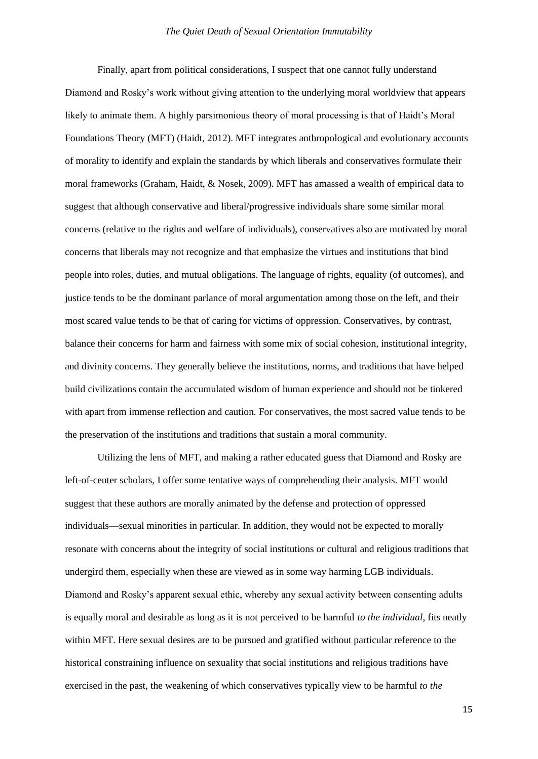Finally, apart from political considerations, I suspect that one cannot fully understand Diamond and Rosky's work without giving attention to the underlying moral worldview that appears likely to animate them. A highly parsimonious theory of moral processing is that of Haidt's Moral Foundations Theory (MFT) (Haidt, 2012). MFT integrates anthropological and evolutionary accounts of morality to identify and explain the standards by which liberals and conservatives formulate their moral frameworks (Graham, Haidt, & Nosek, 2009). MFT has amassed a wealth of empirical data to suggest that although conservative and liberal/progressive individuals share some similar moral concerns (relative to the rights and welfare of individuals), conservatives also are motivated by moral concerns that liberals may not recognize and that emphasize the virtues and institutions that bind people into roles, duties, and mutual obligations. The language of rights, equality (of outcomes), and justice tends to be the dominant parlance of moral argumentation among those on the left, and their most scared value tends to be that of caring for victims of oppression. Conservatives, by contrast, balance their concerns for harm and fairness with some mix of social cohesion, institutional integrity, and divinity concerns. They generally believe the institutions, norms, and traditions that have helped build civilizations contain the accumulated wisdom of human experience and should not be tinkered with apart from immense reflection and caution. For conservatives, the most sacred value tends to be the preservation of the institutions and traditions that sustain a moral community.

Utilizing the lens of MFT, and making a rather educated guess that Diamond and Rosky are left-of-center scholars, I offer some tentative ways of comprehending their analysis. MFT would suggest that these authors are morally animated by the defense and protection of oppressed individuals—sexual minorities in particular. In addition, they would not be expected to morally resonate with concerns about the integrity of social institutions or cultural and religious traditions that undergird them, especially when these are viewed as in some way harming LGB individuals. Diamond and Rosky's apparent sexual ethic, whereby any sexual activity between consenting adults is equally moral and desirable as long as it is not perceived to be harmful *to the individual*, fits neatly within MFT. Here sexual desires are to be pursued and gratified without particular reference to the historical constraining influence on sexuality that social institutions and religious traditions have exercised in the past, the weakening of which conservatives typically view to be harmful *to the*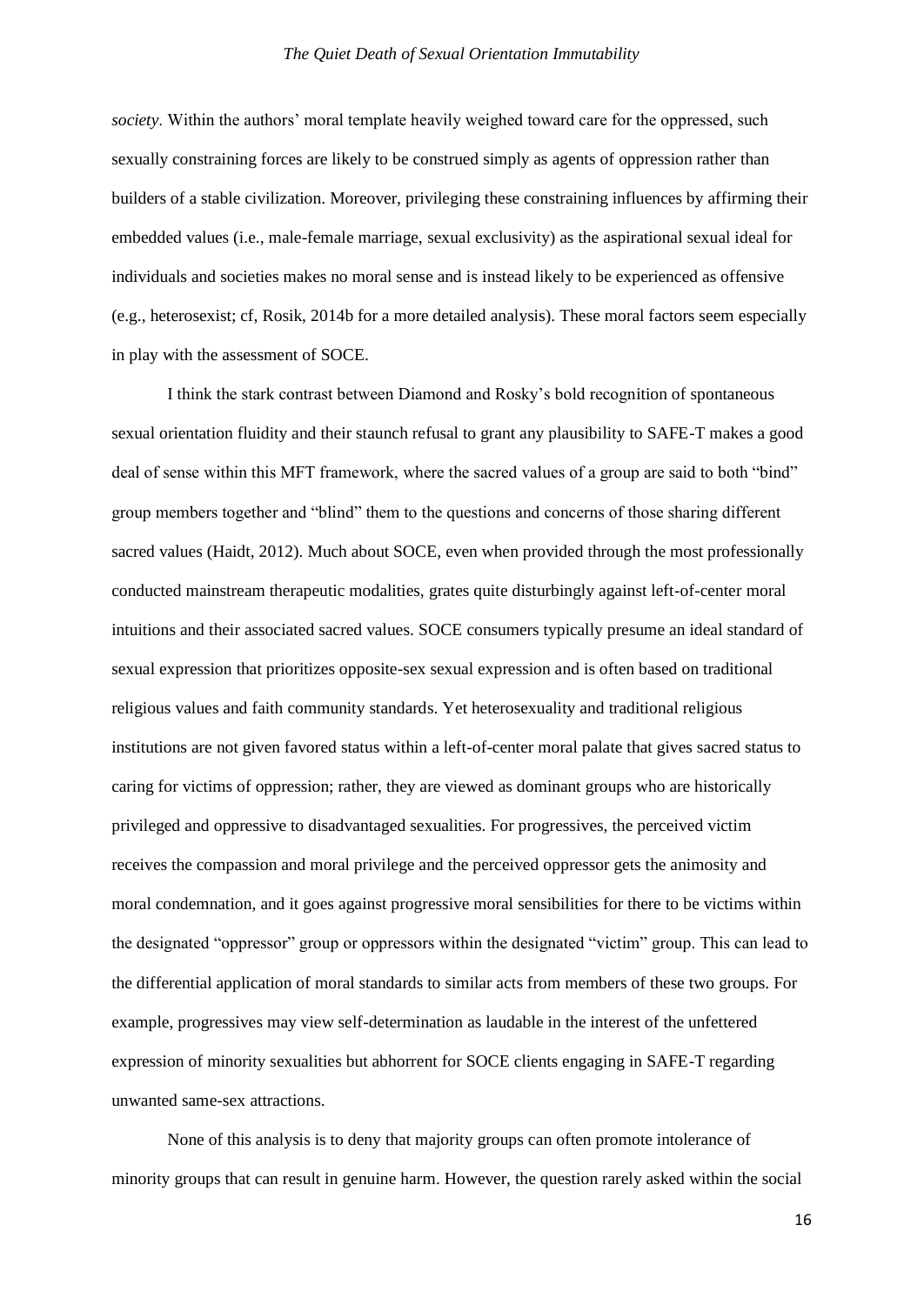*society*. Within the authors' moral template heavily weighed toward care for the oppressed, such sexually constraining forces are likely to be construed simply as agents of oppression rather than builders of a stable civilization. Moreover, privileging these constraining influences by affirming their embedded values (i.e., male-female marriage, sexual exclusivity) as the aspirational sexual ideal for individuals and societies makes no moral sense and is instead likely to be experienced as offensive (e.g., heterosexist; cf, Rosik, 2014b for a more detailed analysis). These moral factors seem especially in play with the assessment of SOCE.

I think the stark contrast between Diamond and Rosky's bold recognition of spontaneous sexual orientation fluidity and their staunch refusal to grant any plausibility to SAFE-T makes a good deal of sense within this MFT framework, where the sacred values of a group are said to both "bind" group members together and "blind" them to the questions and concerns of those sharing different sacred values (Haidt, 2012). Much about SOCE, even when provided through the most professionally conducted mainstream therapeutic modalities, grates quite disturbingly against left-of-center moral intuitions and their associated sacred values. SOCE consumers typically presume an ideal standard of sexual expression that prioritizes opposite-sex sexual expression and is often based on traditional religious values and faith community standards. Yet heterosexuality and traditional religious institutions are not given favored status within a left-of-center moral palate that gives sacred status to caring for victims of oppression; rather, they are viewed as dominant groups who are historically privileged and oppressive to disadvantaged sexualities. For progressives, the perceived victim receives the compassion and moral privilege and the perceived oppressor gets the animosity and moral condemnation, and it goes against progressive moral sensibilities for there to be victims within the designated "oppressor" group or oppressors within the designated "victim" group. This can lead to the differential application of moral standards to similar acts from members of these two groups. For example, progressives may view self-determination as laudable in the interest of the unfettered expression of minority sexualities but abhorrent for SOCE clients engaging in SAFE-T regarding unwanted same-sex attractions.

None of this analysis is to deny that majority groups can often promote intolerance of minority groups that can result in genuine harm. However, the question rarely asked within the social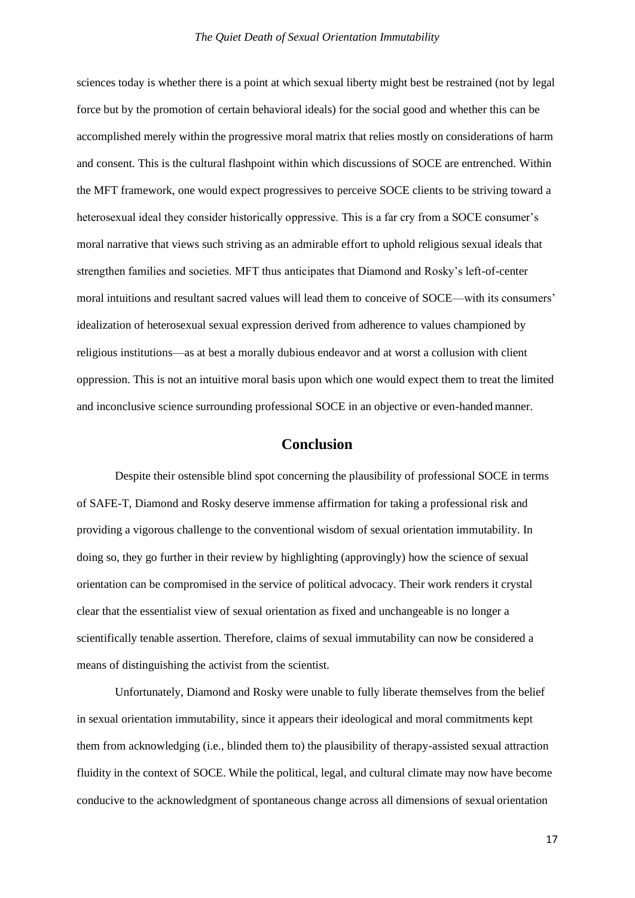sciences today is whether there is a point at which sexual liberty might best be restrained (not by legal force but by the promotion of certain behavioral ideals) for the social good and whether this can be accomplished merely within the progressive moral matrix that relies mostly on considerations of harm and consent. This is the cultural flashpoint within which discussions of SOCE are entrenched. Within the MFT framework, one would expect progressives to perceive SOCE clients to be striving toward a heterosexual ideal they consider historically oppressive. This is a far cry from a SOCE consumer's moral narrative that views such striving as an admirable effort to uphold religious sexual ideals that strengthen families and societies. MFT thus anticipates that Diamond and Rosky's left-of-center moral intuitions and resultant sacred values will lead them to conceive of SOCE—with its consumers' idealization of heterosexual sexual expression derived from adherence to values championed by religious institutions—as at best a morally dubious endeavor and at worst a collusion with client oppression. This is not an intuitive moral basis upon which one would expect them to treat the limited and inconclusive science surrounding professional SOCE in an objective or even-handed manner.

## Conclusion

Despite their ostensible blind spot concerning the plausibility of professional SOCE in terms of SAFE-T, Diamond and Rosky deserve immense affirmation for taking a professional risk and providing a vigorous challenge to the conventional wisdom of sexual orientation immutability. In doing so, they go further in their review by highlighting (approvingly) how the science of sexual orientation can be compromised in the service of political advocacy. Their work renders it crystal clear that the essentialist view of sexual orientation as fixed and unchangeable is no longer a scientifically tenable assertion. Therefore, claims of sexual immutability can now be considered a means of distinguishing the activist from the scientist.

Unfortunately, Diamond and Rosky were unable to fully liberate themselves from the belief in sexual orientation immutability, since it appears their ideological and moral commitments kept them from acknowledging (i.e., blinded them to) the plausibility of therapy-assisted sexual attraction fluidity in the context of SOCE. While the political, legal, and cultural climate may now have become conducive to the acknowledgment of spontaneous change across all dimensions of sexual orientation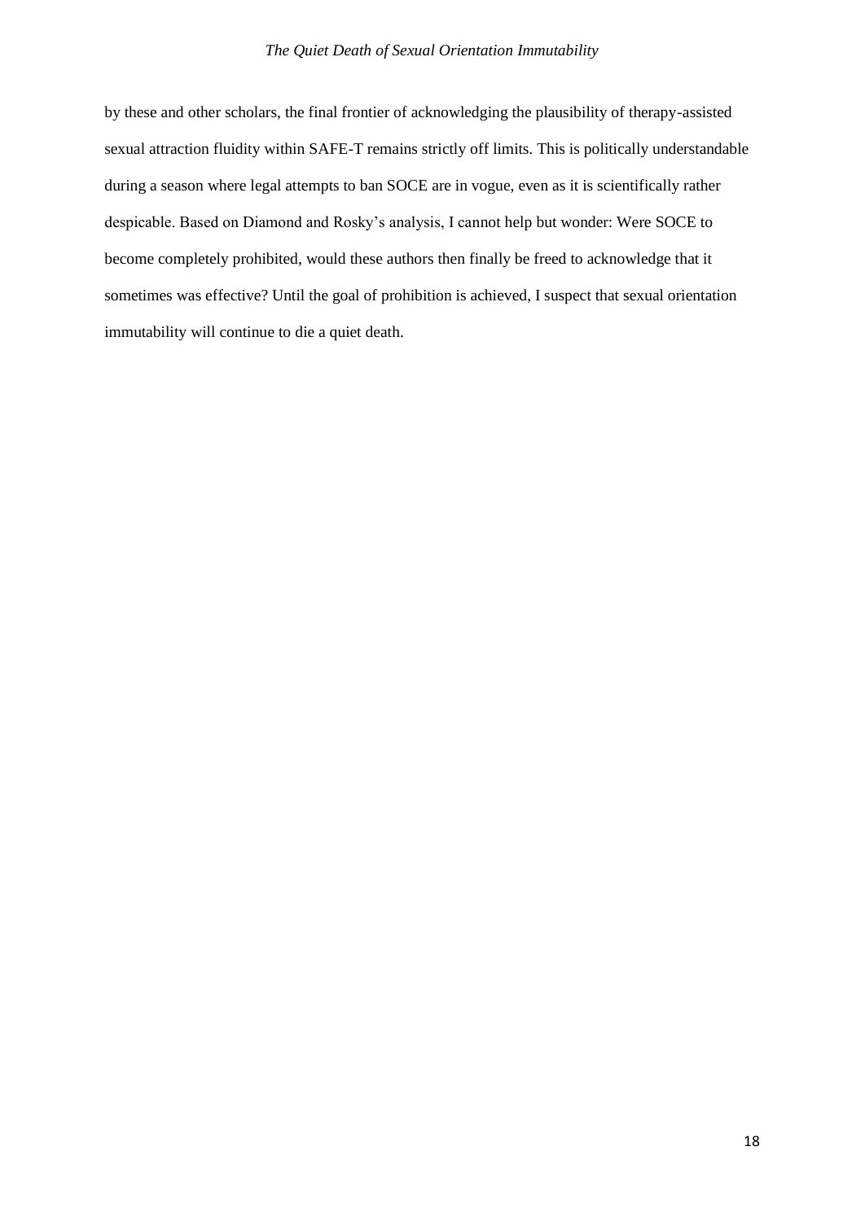by these and other scholars, the final frontier of acknowledging the plausibility of therapy-assisted sexual attraction fluidity within SAFE-T remains strictly off limits. This is politically understandable during a season where legal attempts to ban SOCE are in vogue, even as it is scientifically rather despicable. Based on Diamond and Rosky's analysis, I cannot help but wonder: Were SOCE to become completely prohibited, would these authors then finally be freed to acknowledge that it sometimes was effective? Until the goal of prohibition is achieved, I suspect that sexual orientation immutability will continue to die a quiet death.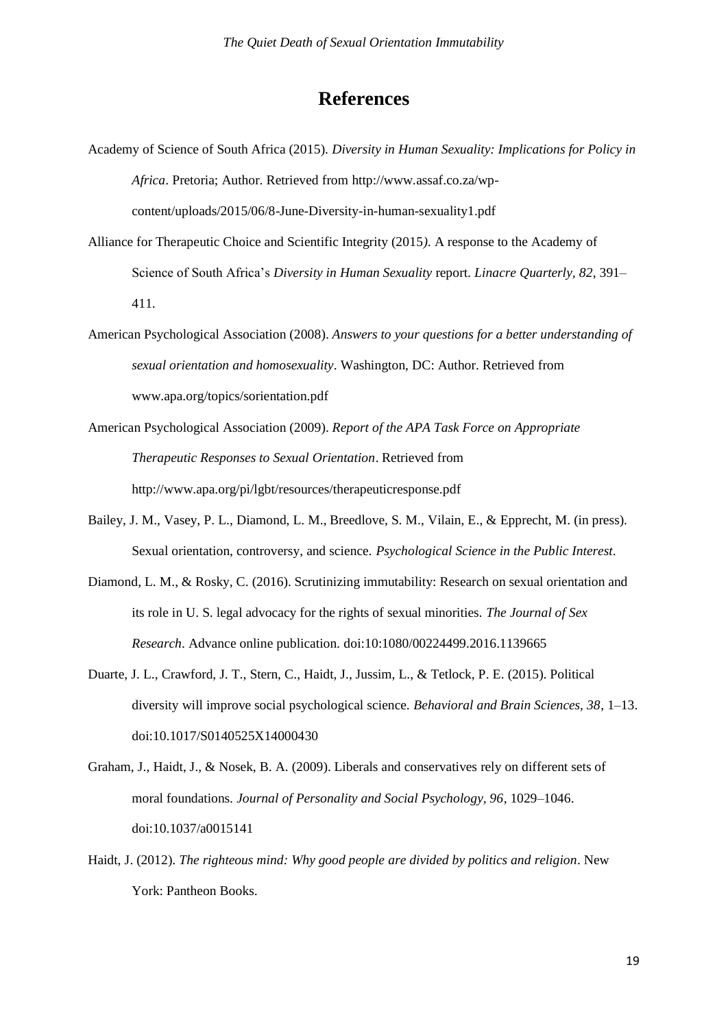# References

Academy of Science of South Africa (2015). *Diversity in Human Sexuality: Implications for Policy in Africa*. Pretoria; Author. Retrieved from http://www.assaf.co.za/wp-content/uploads/2015/06/8-June-Diversity-in-human-sexuality1.pdf

Alliance for Therapeutic Choice and Scientific Integrity (2015*)*. A response to the Academy of Science of South Africa's *Diversity in Human Sexuality* report. *Linacre Quarterly*, *82*, 391–411.

American Psychological Association (2008). *Answers to your questions for a better understanding of sexual orientation and homosexuality*. Washington, DC: Author. Retrieved from www.apa.org/topics/sorientation.pdf

American Psychological Association (2009). *Report of the APA Task Force on Appropriate Therapeutic Responses to Sexual Orientation*. Retrieved from http://www.apa.org/pi/lgbt/resources/therapeuticresponse.pdf

Bailey, J. M., Vasey, P. L., Diamond, L. M., Breedlove, S. M., Vilain, E., & Epprecht, M. (in press). Sexual orientation, controversy, and science. *Psychological Science in the Public Interest*.

Diamond, L. M., & Rosky, C. (2016). Scrutinizing immutability: Research on sexual orientation and its role in U. S. legal advocacy for the rights of sexual minorities. *The Journal of Sex Research*. Advance online publication. doi:10:1080/00224499.2016.1139665

Duarte, J. L., Crawford, J. T., Stern, C., Haidt, J., Jussim, L., & Tetlock, P. E. (2015). Political diversity will improve social psychological science. *Behavioral and Brain Sciences*, *38*, 1–13. doi:10.1017/S0140525X14000430

Graham, J., Haidt, J., & Nosek, B. A. (2009). Liberals and conservatives rely on different sets of moral foundations. *Journal of Personality and Social Psychology*, *96*, 1029–1046. doi:10.1037/a0015141

Haidt, J. (2012). *The righteous mind: Why good people are divided by politics and religion*. New York: Pantheon Books.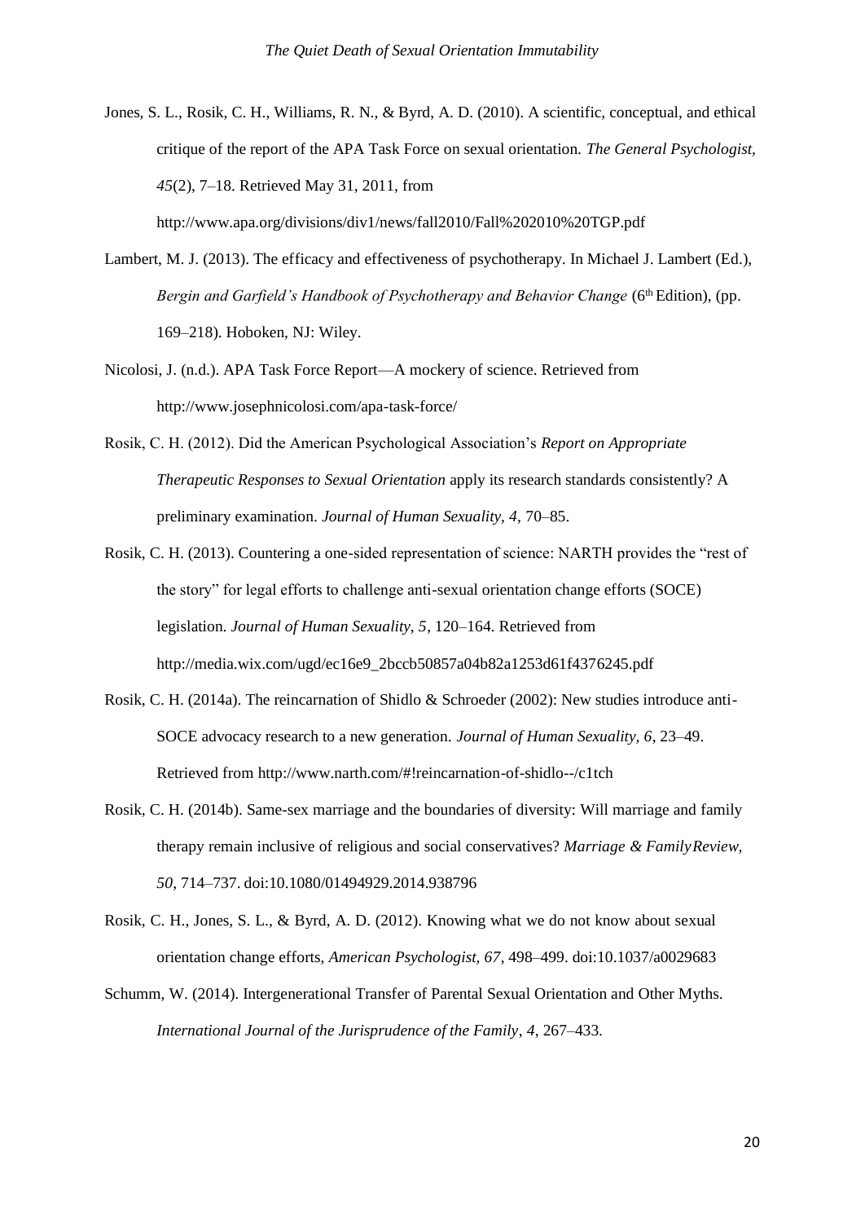Jones, S. L., Rosik, C. H., Williams, R. N., & Byrd, A. D. (2010). A scientific, conceptual, and ethical critique of the report of the APA Task Force on sexual orientation. *The General Psychologist, 45*(2), 7–18. Retrieved May 31, 2011, from http://www.apa.org/divisions/div1/news/fall2010/Fall%202010%20TGP.pdf

Lambert, M. J. (2013). The efficacy and effectiveness of psychotherapy. In Michael J. Lambert (Ed.), *Bergin and Garfield's Handbook of Psychotherapy and Behavior Change* (6th Edition), (pp. 169–218). Hoboken, NJ: Wiley.

Nicolosi, J. (n.d.). APA Task Force Report—A mockery of science. Retrieved from http://www.josephnicolosi.com/apa-task-force/

Rosik, C. H. (2012). Did the American Psychological Association's *Report on Appropriate Therapeutic Responses to Sexual Orientation* apply its research standards consistently? A preliminary examination. *Journal of Human Sexuality, 4*, 70–85.

Rosik, C. H. (2013). Countering a one-sided representation of science: NARTH provides the "rest of the story" for legal efforts to challenge anti-sexual orientation change efforts (SOCE) legislation. *Journal of Human Sexuality, 5*, 120–164. Retrieved from http://media.wix.com/ugd/ec16e9_2bccb50857a04b82a1253d61f4376245.pdf

Rosik, C. H. (2014a). The reincarnation of Shidlo & Schroeder (2002): New studies introduce anti-SOCE advocacy research to a new generation. *Journal of Human Sexuality, 6*, 23–49. Retrieved from http://www.narth.com/#!reincarnation-of-shidlo--/c1tch

Rosik, C. H. (2014b). Same-sex marriage and the boundaries of diversity: Will marriage and family therapy remain inclusive of religious and social conservatives? *Marriage & Family Review, 50*, 714–737. doi:10.1080/01494929.2014.938796

Rosik, C. H., Jones, S. L., & Byrd, A. D. (2012). Knowing what we do not know about sexual orientation change efforts, *American Psychologist, 67*, 498–499. doi:10.1037/a0029683

Schumm, W. (2014). Intergenerational Transfer of Parental Sexual Orientation and Other Myths. *International Journal of the Jurisprudence of the Family*, *4*, 267–433.